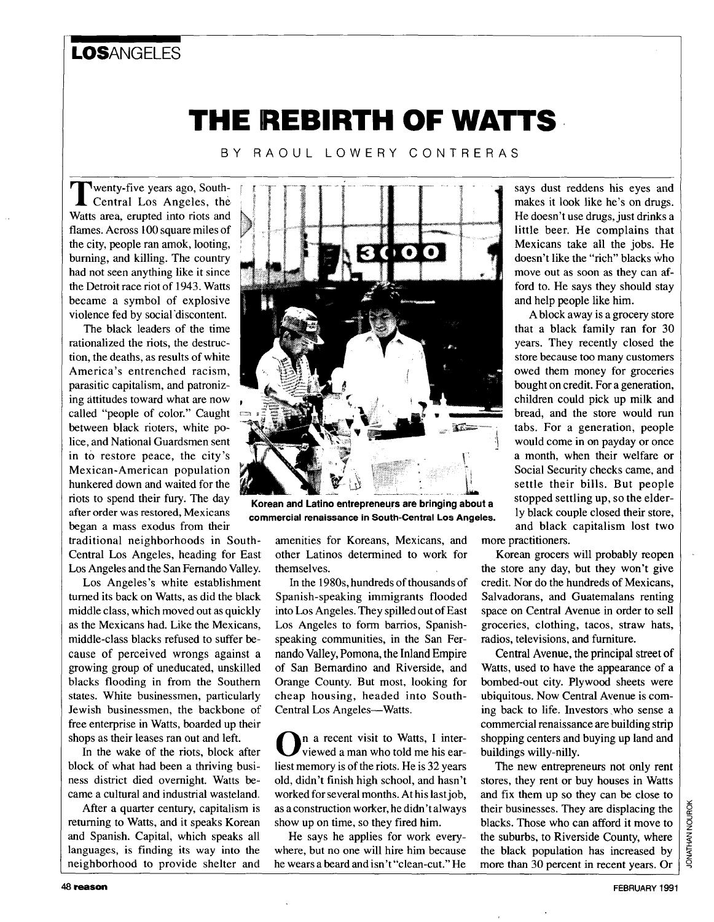LOSANGELES

# THE REBIRTH OF WATTS

BY RAOUL LOWERY CONTRERAS

Twenty-five years ago, South-Central Los Angeles, the Watts area, erupted into riots and flames. Across 100 square miles of the city, people ran amok, looting, burning, and killing. The country had not seen anything like it since the Detroit race riot of 1943. Watts became a symbol of explosive violence fed by social discontent.

The black leaders of the time rationalized the riots, the destruction, the deaths, as results of white America's entrenched racism, parasitic capitalism, and patronizing attitudes toward what are now called "people of color." Caught between black rioters, white police, and National Guardsmen sent in to restore peace, the city's Mexican-American population hunkered down and waited for the riots to spend their fury. The day after order was restored, Mexicans began a mass exodus from their traditional neighborhoods in South-Central Los Angeles, heading for East Los Angeles and the San Fernando Valley.

Los Angeles's white establishment turned its back on Watts, as did the black middle class, which moved out as quickly as the Mexicans had. Like the Mexicans, middle-class blacks refused to suffer because of perceived wrongs against a growing group of uneducated, unskilled blacks flooding in from the Southern states. White businessmen, particularly Jewish businessmen, the backbone of free enterprise in Watts, boarded up their shops as their leases ran out and left.

In the wake of the riots, block after block of what had been a thriving business district died overnight. Watts became a cultural and industrial wasteland.

After a quarter century, capitalism is returning to Watts, and it speaks Korean and Spanish. Capital, which speaks all languages, is finding its way into the neighborhood to provide shelter and amenities for Koreans, Mexicans, and other Latinos determined to work for themselves.

Korean and Latino entrepreneurs are bringing about a commercial renaissance in South-Central Los Angeles.

In the 1980s, hundreds of thousands of Spanish-speaking immigrants flooded into Los Angeles. They spilled out of East Los Angeles to form barrios, Spanish-speaking communities, in the San Fernando Valley, Pomona, the Inland Empire of San Bernardino and Riverside, and Orange County. But most, looking for cheap housing, headed into South-Central Los Angeles—Watts.

On a recent visit to Watts, I interviewed a man who told me his earliest memory is of the riots. He is 32 years old, didn't finish high school, and hasn't worked for several months. At his last job, as a construction worker, he didn't always show up on time, so they fired him.

He says he applies for work everywhere, but no one will hire him because he wears a beard and isn't "clean-cut." He says dust reddens his eyes and makes it look like he's on drugs. He doesn't use drugs, just drinks a little beer. He complains that Mexicans take all the jobs. He doesn't like the "rich" blacks who move out as soon as they can afford to. He says they should stay and help people like him.

A block away is a grocery store that a black family ran for 30 years. They recently closed the store because too many customers owed them money for groceries bought on credit. For a generation, children could pick up milk and bread, and the store would run tabs. For a generation, people would come in on payday or once a month, when their welfare or Social Security checks came, and settle their bills. But people stopped settling up, so the elderly black couple closed their store, and black capitalism lost two more practitioners.

Korean grocers will probably reopen the store any day, but they won't give credit. Nor do the hundreds of Mexicans, Salvadorans, and Guatemalans renting space on Central Avenue in order to sell groceries, clothing, tacos, straw hats, radios, televisions, and furniture.

Central Avenue, the principal street of Watts, used to have the appearance of a bombed-out city. Plywood sheets were ubiquitous. Now Central Avenue is coming back to life. Investors who sense a commercial renaissance are building strip shopping centers and buying up land and buildings willy-nilly.

The new entrepreneurs not only rent stores, they rent or buy houses in Watts and fix them up so they can be close to their businesses. They are displacing the blacks. Those who can afford it move to the suburbs, to Riverside County, where the black population has increased by more than 30 percent in recent years. Or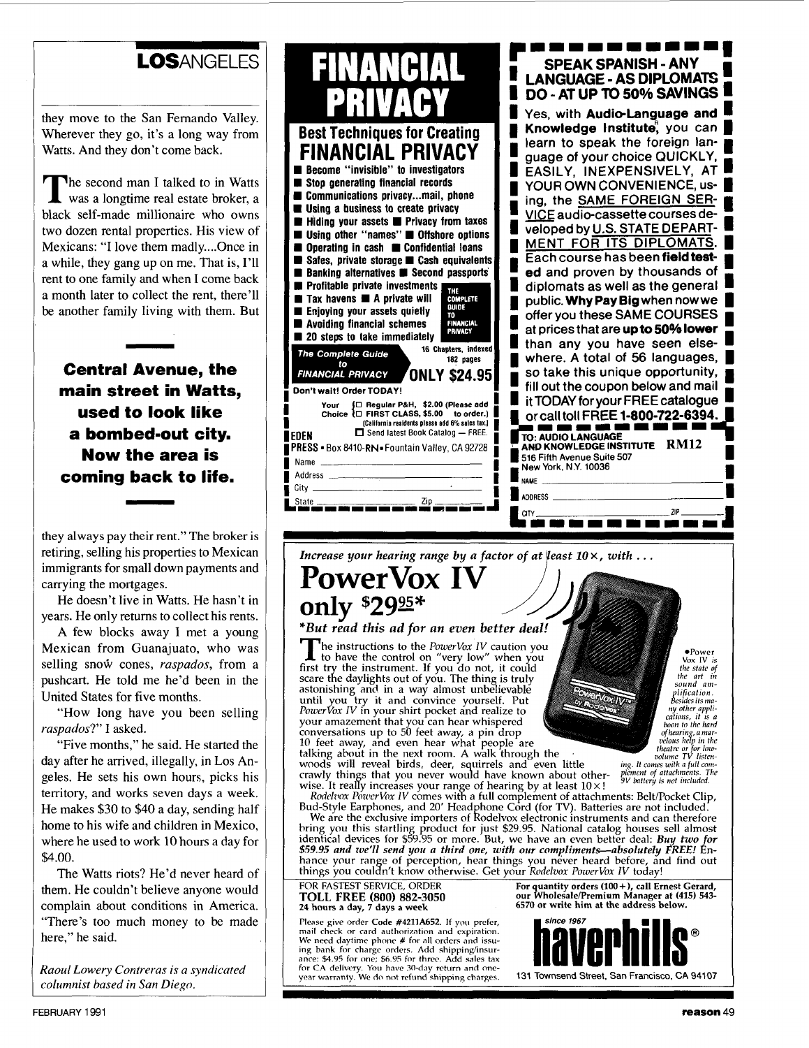## LOSANGELES

they move to the San Fernando Valley. Wherever they go, it's a long way from Watts. And they don't come back.

The second man I talked to in Watts was a longtime real estate broker, a black self-made millionaire who owns two dozen rental properties. His view of Mexicans: "I love them madly....Once in a while, they gang up on me. That is, I'll rent to one family and when I come back a month later to collect the rent, there'll be another family living with them. But they always pay their rent." The broker is retiring, selling his properties to Mexican immigrants for small down payments and carrying the mortgages.

**Central Avenue, the main street in Watts, used to look like a bombed-out city. Now the area is coming back to life.**

He doesn't live in Watts. He hasn't in years. He only returns to collect his rents.

A few blocks away I met a young Mexican from Guanajuato, who was selling snow cones, *raspados*, from a pushcart. He told me he'd been in the United States for five months.

"How long have you been selling *raspados*?" I asked.

"Five months," he said. He started the day after he arrived, illegally, in Los Angeles. He sets his own hours, picks his territory, and works seven days a week. He makes $30 to $40 a day, sending half home to his wife and children in Mexico, where he used to work 10 hours a day for $4.00.

The Watts riots? He'd never heard of them. He couldn't believe anyone would complain about conditions in America. "There's too much money to be made here," he said.

*Raoul Lowery Contreras is a syndicated columnist based in San Diego.*

---

# FINANCIAL PRIVACY

## Best Techniques for Creating FINANCIAL PRIVACY

- Become "invisible" to investigators
- Stop generating financial records
- Communications privacy...mail, phone
- Using a business to create privacy
- Hiding your assets ■ Privacy from taxes
- Using other "names" ■ Offshore options
- Operating in cash ■ Confidential loans
- Safes, private storage ■ Cash equivalents
- Banking alternatives ■ Second passports
- Profitable private investments
- Tax havens ■ A private will
- Enjoying your assets quietly
- Avoiding financial schemes
- 20 steps to take immediately

THE COMPLETE GUIDE TO FINANCIAL PRIVACY

*The Complete Guide to FINANCIAL PRIVACY* — 16 Chapters, indexed 182 pages — **ONLY $24.95**

Don't wait! Order TODAY!

Your Choice
☐ Regular P&H, $2.00 (Please add
☐ FIRST CLASS, $5.00 to order.)
(California residents please add 6% sales tax.)

☐ Send latest Book Catalog — FREE.

EDEN PRESS • Box 8410-RN • Fountain Valley, CA 92728

Name ______
Address ______
City ______
State ______ Zip ______

---

## SPEAK SPANISH - ANY LANGUAGE - AS DIPLOMATS DO - AT UP TO 50% SAVINGS

Yes, with **Audio-Language and Knowledge Institute**®, you can learn to speak the foreign language of your choice QUICKLY, EASILY, INEXPENSIVELY, AT YOUR OWN CONVENIENCE, using, the SAME FOREIGN SERVICE audio-cassette courses developed by U.S. STATE DEPARTMENT FOR ITS DIPLOMATS. Each course has been **field tested** and proven by thousands of diplomats as well as the general public. **Why Pay Big** when now we offer you these SAME COURSES at prices that are **up to 50% lower** than any you have seen elsewhere. A total of 56 languages, so take this unique opportunity, fill out the coupon below and mail it TODAY for your FREE catalogue or call toll FREE 1-800-722-6394.

TO: AUDIO LANGUAGE AND KNOWLEDGE INSTITUTE RM12
516 Fifth Avenue Suite 507
New York, N.Y. 10036

NAME ______
ADDRESS ______
CITY ______ ZIP ______

---

*Increase your hearing range by a factor of at least 10×, with . . .*

# PowerVox IV only $29.95*

**\*But read this ad for an even better deal!**

The instructions to the *PowerVox IV* caution you to have the control on "very low" when you first try the instrument. If you do not, it could scare the daylights out of you. The thing is truly astonishing and in a way almost unbelievable until you try it and convince yourself. Put *PowerVox IV* in your shirt pocket and realize to your amazement that you can hear whispered conversations up to 50 feet away, a pin drop 10 feet away, and even hear what people are talking about in the next room. A walk through the woods will reveal birds, deer, squirrels and even little crawly things that you never would have known about otherwise. It really increases your range of hearing by at least 10×!

*Rodelvox PowerVox IV* comes with a full complement of attachments: Belt/Pocket Clip, Bud-Style Earphones, and 20' Headphone Cord (for TV). Batteries are not included.

We are the exclusive importers of Rodelvox electronic instruments and can therefore bring you this startling product for just $29.95. National catalog houses sell almost identical devices for $59.95 or more. But, we have an even better deal: ***Buy two for $59.95 and we'll send you a third one, with our compliments—absolutely FREE!*** Enhance your range of perception, hear things you never heard before, and find out things you couldn't know otherwise. Get your *Rodelvox PowerVox IV* today!

*•Power Vox IV is the state of the art in sound amplification. Besides its many other applications, it is a boon to the hard of hearing, a marvelous help in the theatre or for low-volume TV listening. It comes with a full complement of attachments. The 9V battery is not included.*

FOR FASTEST SERVICE, ORDER
**TOLL FREE (800) 882-3050**
24 hours a day, 7 days a week

Please give order Code #4211A652. If you prefer, mail check or card authorization and expiration. We need daytime phone # for all orders and issuing bank for charge orders. Add shipping/insurance: $4.95 for one; $6.95 for three. Add sales tax for CA delivery. You have 30-day return and one-year warranty. We do not refund shipping charges.

For quantity orders (100+), call Ernest Gerard, our Wholesale/Premium Manager at (415) 543-6570 or write him at the address below.

since 1967
**haverhills**®
131 Townsend Street, San Francisco, CA 94107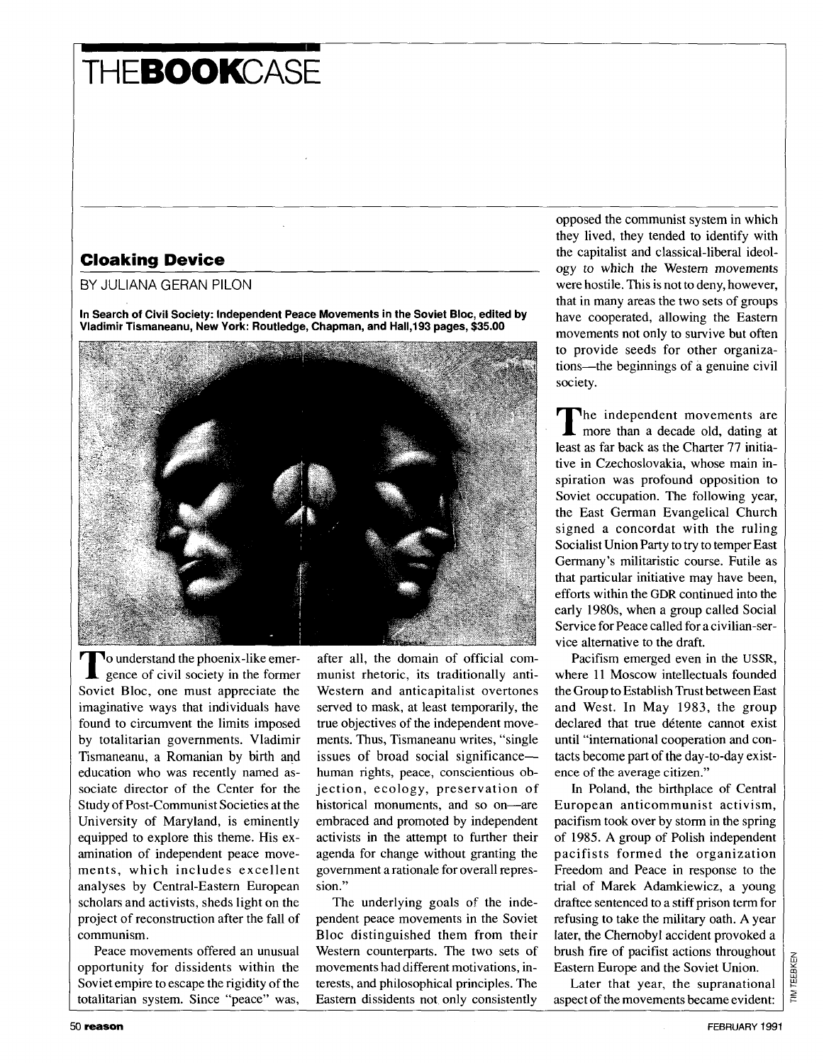# THE**BOOK**CASE

## Cloaking Device

BY JULIANA GERAN PILON

**In Search of Civil Society: Independent Peace Movements in the Soviet Bloc, edited by Vladimir Tismaneanu, New York: Routledge, Chapman, and Hall, 193 pages, $35.00**

To understand the phoenix-like emergence of civil society in the former Soviet Bloc, one must appreciate the imaginative ways that individuals have found to circumvent the limits imposed by totalitarian governments. Vladimir Tismaneanu, a Romanian by birth and education who was recently named associate director of the Center for the Study of Post-Communist Societies at the University of Maryland, is eminently equipped to explore this theme. His examination of independent peace movements, which includes excellent analyses by Central-Eastern European scholars and activists, sheds light on the project of reconstruction after the fall of communism.

Peace movements offered an unusual opportunity for dissidents within the Soviet empire to escape the rigidity of the totalitarian system. Since "peace" was, after all, the domain of official communist rhetoric, its traditionally anti-Western and anticapitalist overtones served to mask, at least temporarily, the true objectives of the independent movements. Thus, Tismaneanu writes, "single issues of broad social significance—human rights, peace, conscientious objection, ecology, preservation of historical monuments, and so on—are embraced and promoted by independent activists in the attempt to further their agenda for change without granting the government a rationale for overall repression."

The underlying goals of the independent peace movements in the Soviet Bloc distinguished them from their Western counterparts. The two sets of movements had different motivations, interests, and philosophical principles. The Eastern dissidents not only consistently opposed the communist system in which they lived, they tended to identify with the capitalist and classical-liberal ideology to which the Western movements were hostile. This is not to deny, however, that in many areas the two sets of groups have cooperated, allowing the Eastern movements not only to survive but often to provide seeds for other organizations—the beginnings of a genuine civil society.

The independent movements are more than a decade old, dating at least as far back as the Charter 77 initiative in Czechoslovakia, whose main inspiration was profound opposition to Soviet occupation. The following year, the East German Evangelical Church signed a concordat with the ruling Socialist Union Party to try to temper East Germany's militaristic course. Futile as that particular initiative may have been, efforts within the GDR continued into the early 1980s, when a group called Social Service for Peace called for a civilian-service alternative to the draft.

Pacifism emerged even in the USSR, where 11 Moscow intellectuals founded the Group to Establish Trust between East and West. In May 1983, the group declared that true détente cannot exist until "international cooperation and contacts become part of the day-to-day existence of the average citizen."

In Poland, the birthplace of Central European anticommunist activism, pacifism took over by storm in the spring of 1985. A group of Polish independent pacifists formed the organization Freedom and Peace in response to the trial of Marek Adamkiewicz, a young draftee sentenced to a stiff prison term for refusing to take the military oath. A year later, the Chernobyl accident provoked a brush fire of pacifist actions throughout Eastern Europe and the Soviet Union.

Later that year, the supranational aspect of the movements became evident: